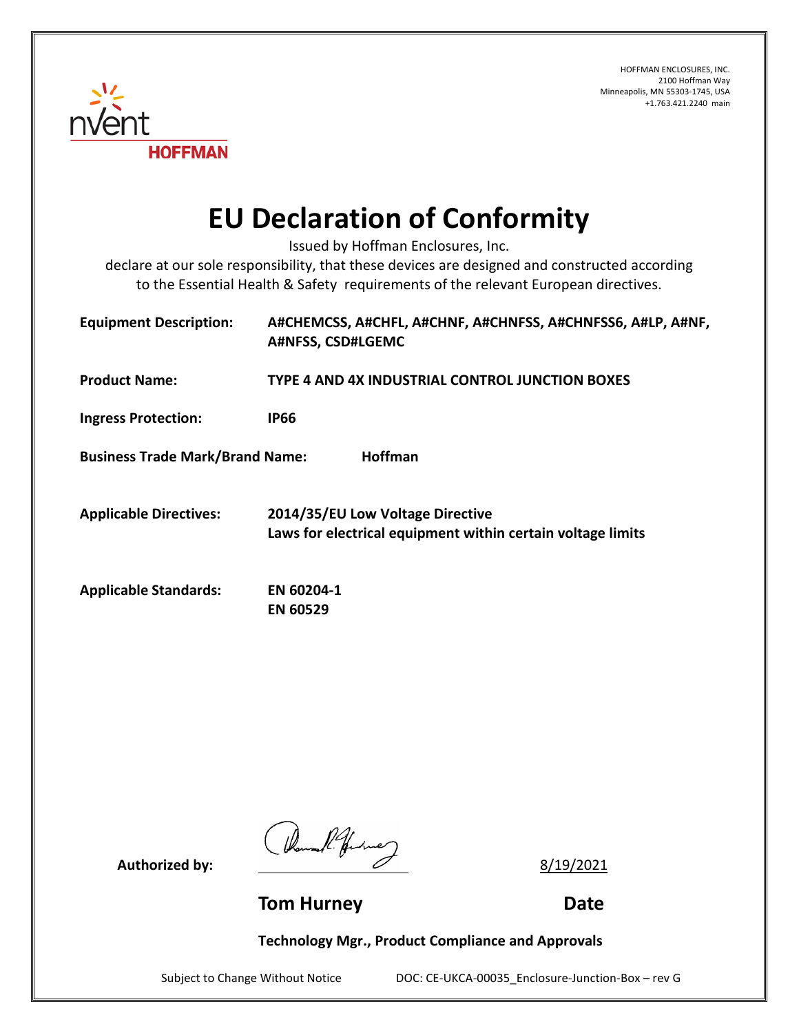HOFFMAN ENCLOSURES, INC.
2100 Hoffman Way
Minneapolis, MN 55303-1745, USA
+1.763.421.2240 main

# EU Declaration of Conformity

Issued by Hoffman Enclosures, Inc.
declare at our sole responsibility, that these devices are designed and constructed according to the Essential Health & Safety requirements of the relevant European directives.

**Equipment Description:** **A#CHEMCSS, A#CHFL, A#CHNF, A#CHNFSS, A#CHNFSS6, A#LP, A#NF, A#NFSS, CSD#LGEMC**

**Product Name:** **TYPE 4 AND 4X INDUSTRIAL CONTROL JUNCTION BOXES**

**Ingress Protection:** **IP66**

**Business Trade Mark/Brand Name:** **Hoffman**

**Applicable Directives:** **2014/35/EU Low Voltage Directive**
**Laws for electrical equipment within certain voltage limits**

**Applicable Standards:** **EN 60204-1**
**EN 60529**

**Authorized by:** 8/19/2021

**Tom Hurney** **Date**

**Technology Mgr., Product Compliance and Approvals**

Subject to Change Without Notice DOC: CE-UKCA-00035_Enclosure-Junction-Box – rev G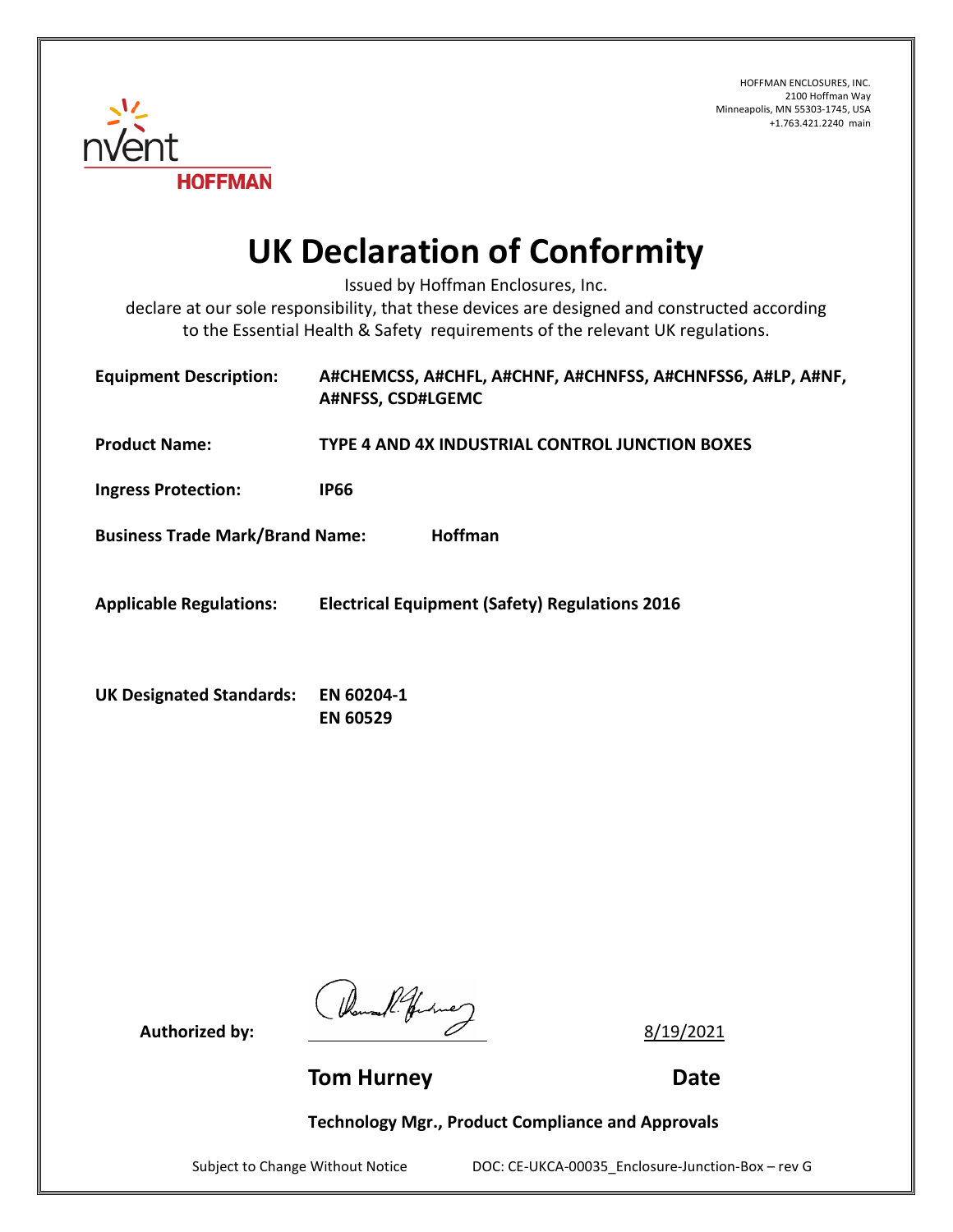HOFFMAN ENCLOSURES, INC.
2100 Hoffman Way
Minneapolis, MN 55303-1745, USA
+1.763.421.2240 main

nVent
HOFFMAN

# UK Declaration of Conformity

Issued by Hoffman Enclosures, Inc.
declare at our sole responsibility, that these devices are designed and constructed according to the Essential Health & Safety requirements of the relevant UK regulations.

**Equipment Description:** **A#CHEMCSS, A#CHFL, A#CHNF, A#CHNFSS, A#CHNFSS6, A#LP, A#NF, A#NFSS, CSD#LGEMC**

**Product Name:** **TYPE 4 AND 4X INDUSTRIAL CONTROL JUNCTION BOXES**

**Ingress Protection:** **IP66**

**Business Trade Mark/Brand Name:** **Hoffman**

**Applicable Regulations:** **Electrical Equipment (Safety) Regulations 2016**

**UK Designated Standards:** **EN 60204-1**
**EN 60529**

**Authorized by:** 8/19/2021

**Tom Hurney** **Date**

**Technology Mgr., Product Compliance and Approvals**

Subject to Change Without Notice DOC: CE-UKCA-00035_Enclosure-Junction-Box – rev G